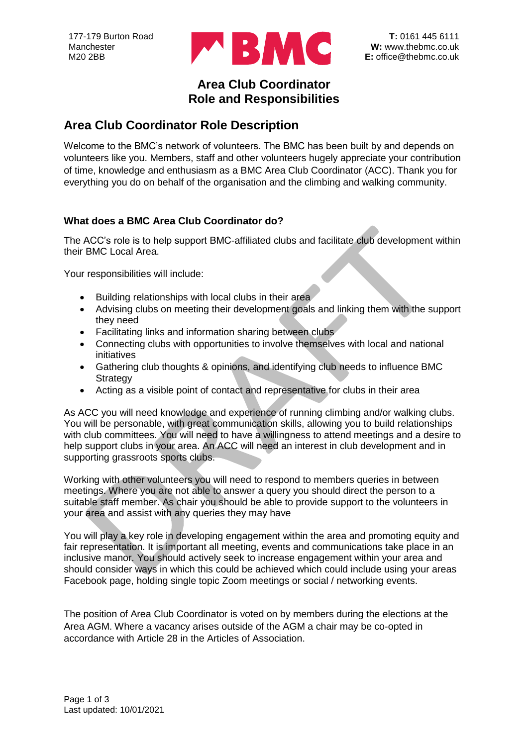177-179 Burton Road
Manchester
M20 2BB

**T:** 0161 445 6111
**W:** www.thebmc.co.uk
**E:** office@thebmc.co.uk

# Area Club Coordinator Role and Responsibilities

## Area Club Coordinator Role Description

Welcome to the BMC's network of volunteers. The BMC has been built by and depends on volunteers like you. Members, staff and other volunteers hugely appreciate your contribution of time, knowledge and enthusiasm as a BMC Area Club Coordinator (ACC). Thank you for everything you do on behalf of the organisation and the climbing and walking community.

### What does a BMC Area Club Coordinator do?

The ACC's role is to help support BMC-affiliated clubs and facilitate club development within their BMC Local Area.

Your responsibilities will include:

- Building relationships with local clubs in their area
- Advising clubs on meeting their development goals and linking them with the support they need
- Facilitating links and information sharing between clubs
- Connecting clubs with opportunities to involve themselves with local and national initiatives
- Gathering club thoughts & opinions, and identifying club needs to influence BMC Strategy
- Acting as a visible point of contact and representative for clubs in their area

As ACC you will need knowledge and experience of running climbing and/or walking clubs. You will be personable, with great communication skills, allowing you to build relationships with club committees. You will need to have a willingness to attend meetings and a desire to help support clubs in your area. An ACC will need an interest in club development and in supporting grassroots sports clubs.

Working with other volunteers you will need to respond to members queries in between meetings. Where you are not able to answer a query you should direct the person to a suitable staff member. As chair you should be able to provide support to the volunteers in your area and assist with any queries they may have

You will play a key role in developing engagement within the area and promoting equity and fair representation. It is important all meeting, events and communications take place in an inclusive manor. You should actively seek to increase engagement within your area and should consider ways in which this could be achieved which could include using your areas Facebook page, holding single topic Zoom meetings or social / networking events.

The position of Area Club Coordinator is voted on by members during the elections at the Area AGM. Where a vacancy arises outside of the AGM a chair may be co-opted in accordance with Article 28 in the Articles of Association.

Last updated: 10/01/2021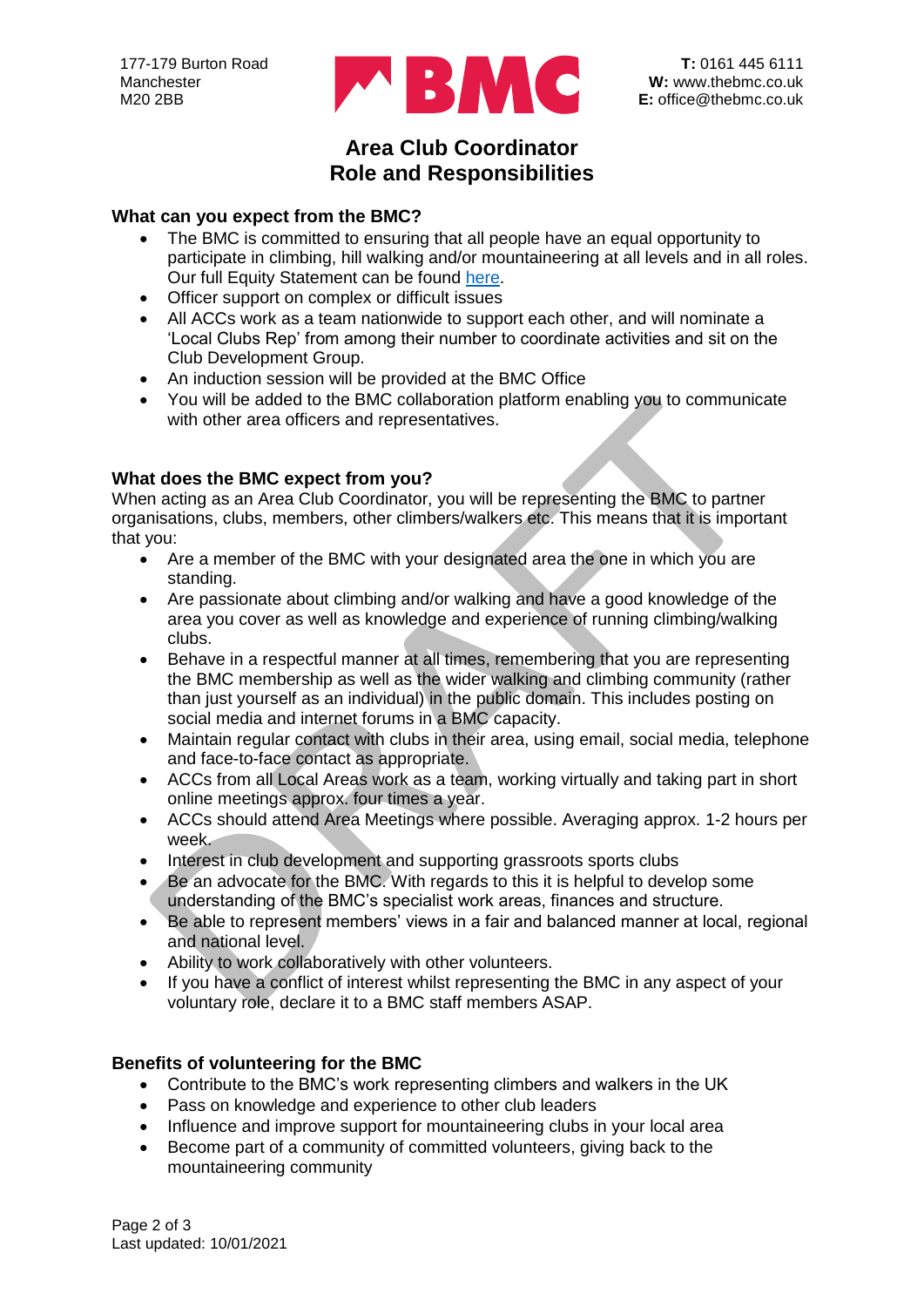177-179 Burton Road
Manchester
M20 2BB

**T:** 0161 445 6111
**W:** www.thebmc.co.uk
**E:** office@thebmc.co.uk

# Area Club Coordinator
# Role and Responsibilities

### What can you expect from the BMC?

- The BMC is committed to ensuring that all people have an equal opportunity to participate in climbing, hill walking and/or mountaineering at all levels and in all roles. Our full Equity Statement can be found here.
- Officer support on complex or difficult issues
- All ACCs work as a team nationwide to support each other, and will nominate a 'Local Clubs Rep' from among their number to coordinate activities and sit on the Club Development Group.
- An induction session will be provided at the BMC Office
- You will be added to the BMC collaboration platform enabling you to communicate with other area officers and representatives.

### What does the BMC expect from you?

When acting as an Area Club Coordinator, you will be representing the BMC to partner organisations, clubs, members, other climbers/walkers etc. This means that it is important that you:

- Are a member of the BMC with your designated area the one in which you are standing.
- Are passionate about climbing and/or walking and have a good knowledge of the area you cover as well as knowledge and experience of running climbing/walking clubs.
- Behave in a respectful manner at all times, remembering that you are representing the BMC membership as well as the wider walking and climbing community (rather than just yourself as an individual) in the public domain. This includes posting on social media and internet forums in a BMC capacity.
- Maintain regular contact with clubs in their area, using email, social media, telephone and face-to-face contact as appropriate.
- ACCs from all Local Areas work as a team, working virtually and taking part in short online meetings approx. four times a year.
- ACCs should attend Area Meetings where possible. Averaging approx. 1-2 hours per week.
- Interest in club development and supporting grassroots sports clubs
- Be an advocate for the BMC. With regards to this it is helpful to develop some understanding of the BMC's specialist work areas, finances and structure.
- Be able to represent members' views in a fair and balanced manner at local, regional and national level.
- Ability to work collaboratively with other volunteers.
- If you have a conflict of interest whilst representing the BMC in any aspect of your voluntary role, declare it to a BMC staff members ASAP.

### Benefits of volunteering for the BMC

- Contribute to the BMC's work representing climbers and walkers in the UK
- Pass on knowledge and experience to other club leaders
- Influence and improve support for mountaineering clubs in your local area
- Become part of a community of committed volunteers, giving back to the mountaineering community

Last updated: 10/01/2021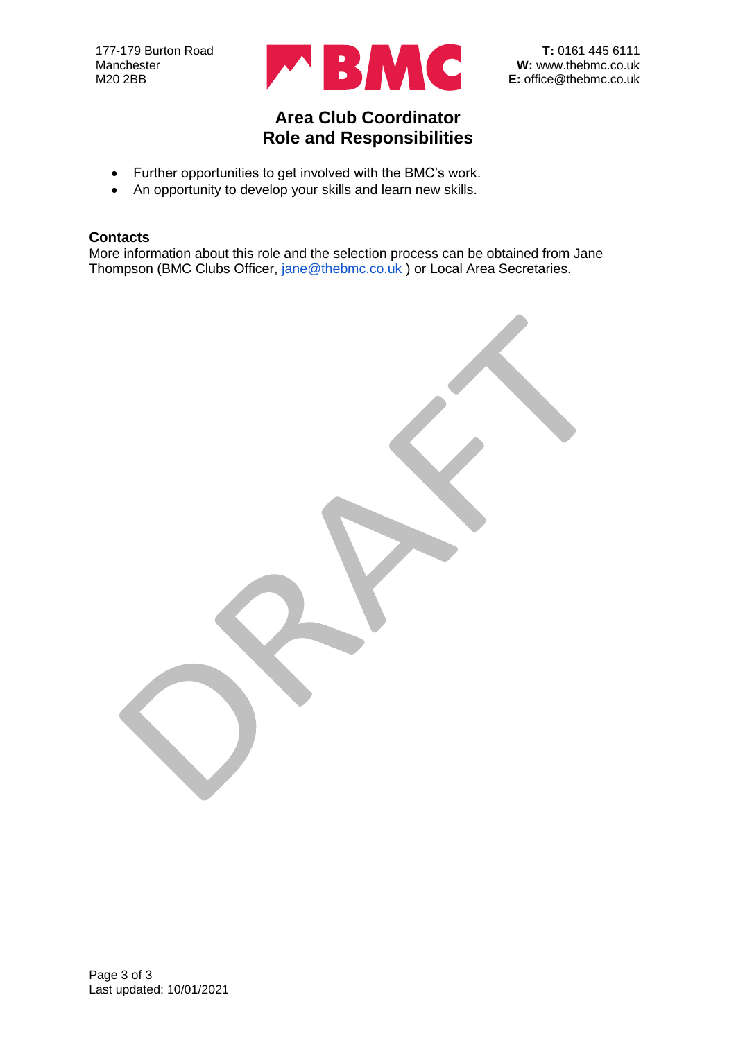- Further opportunities to get involved with the BMC's work.
- An opportunity to develop your skills and learn new skills.

**Contacts**

More information about this role and the selection process can be obtained from Jane Thompson (BMC Clubs Officer, jane@thebmc.co.uk ) or Local Area Secretaries.

Last updated: 10/01/2021